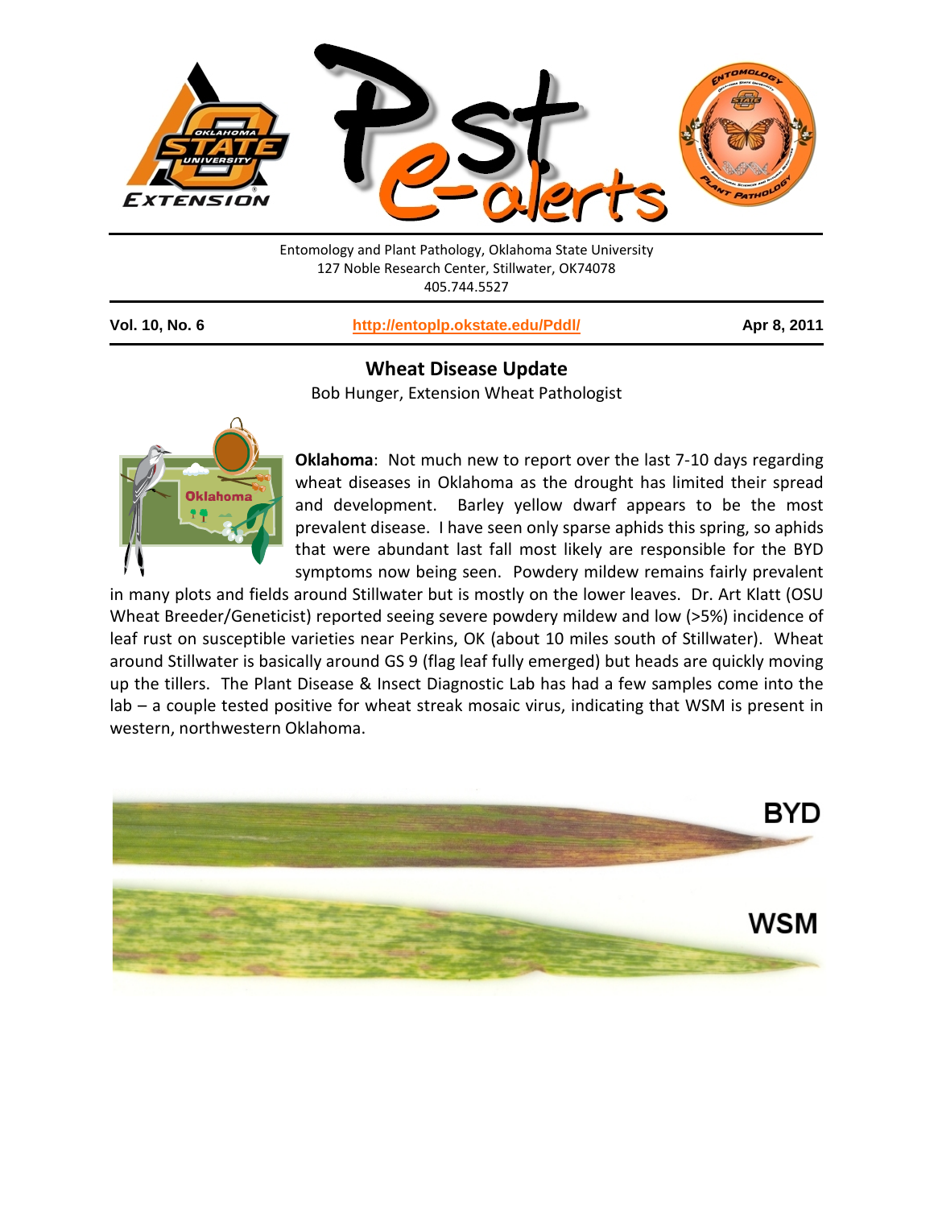Entomology and Plant Pathology, Oklahoma State University
127 Noble Research Center, Stillwater, OK74078
405.744.5527

**Vol. 10, No. 6** | **http://entoplp.okstate.edu/Pddl/** | **Apr 8, 2011**

## Wheat Disease Update

Bob Hunger, Extension Wheat Pathologist

**Oklahoma**: Not much new to report over the last 7-10 days regarding wheat diseases in Oklahoma as the drought has limited their spread and development. Barley yellow dwarf appears to be the most prevalent disease. I have seen only sparse aphids this spring, so aphids that were abundant last fall most likely are responsible for the BYD symptoms now being seen. Powdery mildew remains fairly prevalent in many plots and fields around Stillwater but is mostly on the lower leaves. Dr. Art Klatt (OSU Wheat Breeder/Geneticist) reported seeing severe powdery mildew and low (>5%) incidence of leaf rust on susceptible varieties near Perkins, OK (about 10 miles south of Stillwater). Wheat around Stillwater is basically around GS 9 (flag leaf fully emerged) but heads are quickly moving up the tillers. The Plant Disease & Insect Diagnostic Lab has had a few samples come into the lab – a couple tested positive for wheat streak mosaic virus, indicating that WSM is present in western, northwestern Oklahoma.

BYD

WSM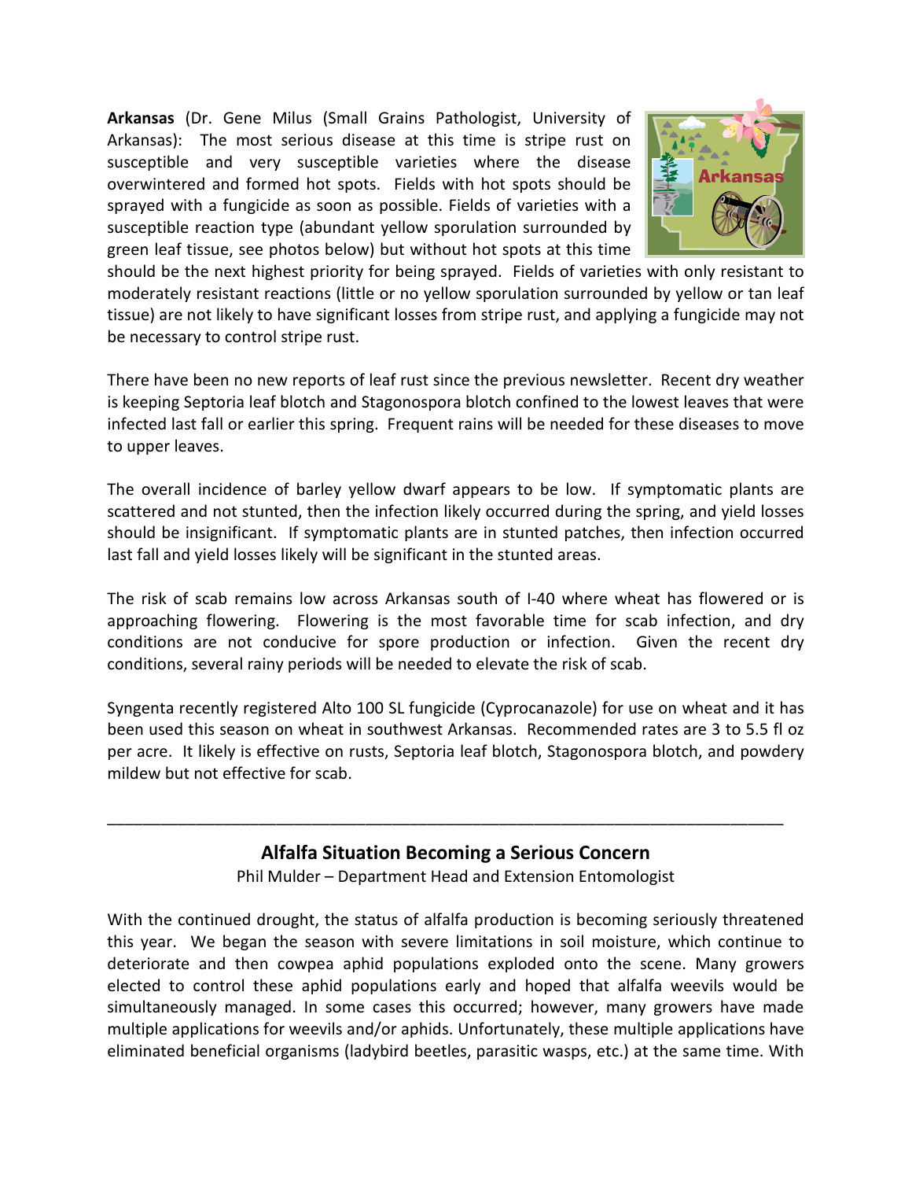**Arkansas** (Dr. Gene Milus (Small Grains Pathologist, University of Arkansas): The most serious disease at this time is stripe rust on susceptible and very susceptible varieties where the disease overwintered and formed hot spots. Fields with hot spots should be sprayed with a fungicide as soon as possible. Fields of varieties with a susceptible reaction type (abundant yellow sporulation surrounded by green leaf tissue, see photos below) but without hot spots at this time should be the next highest priority for being sprayed. Fields of varieties with only resistant to moderately resistant reactions (little or no yellow sporulation surrounded by yellow or tan leaf tissue) are not likely to have significant losses from stripe rust, and applying a fungicide may not be necessary to control stripe rust.

There have been no new reports of leaf rust since the previous newsletter. Recent dry weather is keeping Septoria leaf blotch and Stagonospora blotch confined to the lowest leaves that were infected last fall or earlier this spring. Frequent rains will be needed for these diseases to move to upper leaves.

The overall incidence of barley yellow dwarf appears to be low. If symptomatic plants are scattered and not stunted, then the infection likely occurred during the spring, and yield losses should be insignificant. If symptomatic plants are in stunted patches, then infection occurred last fall and yield losses likely will be significant in the stunted areas.

The risk of scab remains low across Arkansas south of I-40 where wheat has flowered or is approaching flowering. Flowering is the most favorable time for scab infection, and dry conditions are not conducive for spore production or infection. Given the recent dry conditions, several rainy periods will be needed to elevate the risk of scab.

Syngenta recently registered Alto 100 SL fungicide (Cyprocanazole) for use on wheat and it has been used this season on wheat in southwest Arkansas. Recommended rates are 3 to 5.5 fl oz per acre. It likely is effective on rusts, Septoria leaf blotch, Stagonospora blotch, and powdery mildew but not effective for scab.

---

## Alfalfa Situation Becoming a Serious Concern

Phil Mulder – Department Head and Extension Entomologist

With the continued drought, the status of alfalfa production is becoming seriously threatened this year. We began the season with severe limitations in soil moisture, which continue to deteriorate and then cowpea aphid populations exploded onto the scene. Many growers elected to control these aphid populations early and hoped that alfalfa weevils would be simultaneously managed. In some cases this occurred; however, many growers have made multiple applications for weevils and/or aphids. Unfortunately, these multiple applications have eliminated beneficial organisms (ladybird beetles, parasitic wasps, etc.) at the same time. With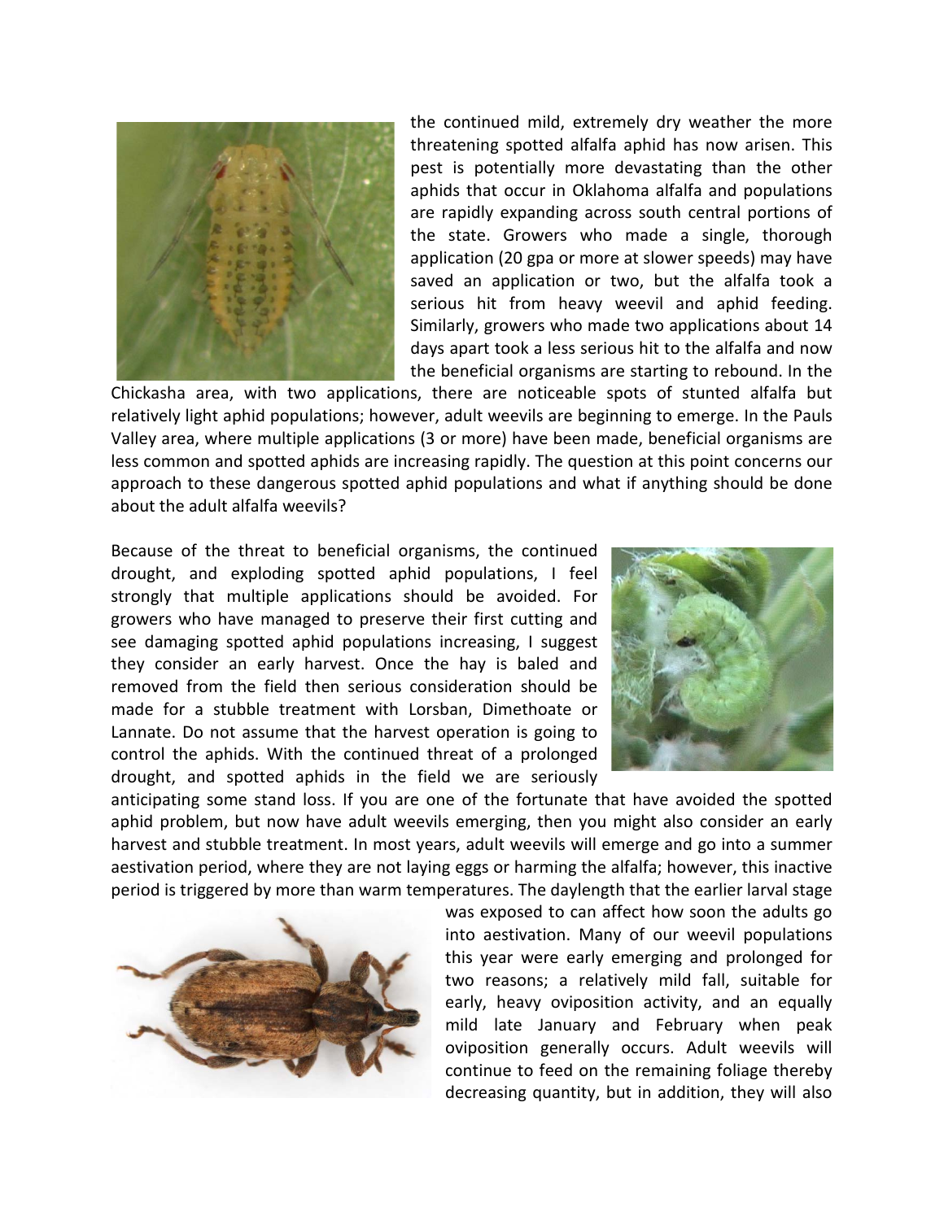the continued mild, extremely dry weather the more threatening spotted alfalfa aphid has now arisen. This pest is potentially more devastating than the other aphids that occur in Oklahoma alfalfa and populations are rapidly expanding across south central portions of the state. Growers who made a single, thorough application (20 gpa or more at slower speeds) may have saved an application or two, but the alfalfa took a serious hit from heavy weevil and aphid feeding. Similarly, growers who made two applications about 14 days apart took a less serious hit to the alfalfa and now the beneficial organisms are starting to rebound. In the Chickasha area, with two applications, there are noticeable spots of stunted alfalfa but relatively light aphid populations; however, adult weevils are beginning to emerge. In the Pauls Valley area, where multiple applications (3 or more) have been made, beneficial organisms are less common and spotted aphids are increasing rapidly. The question at this point concerns our approach to these dangerous spotted aphid populations and what if anything should be done about the adult alfalfa weevils?

Because of the threat to beneficial organisms, the continued drought, and exploding spotted aphid populations, I feel strongly that multiple applications should be avoided. For growers who have managed to preserve their first cutting and see damaging spotted aphid populations increasing, I suggest they consider an early harvest. Once the hay is baled and removed from the field then serious consideration should be made for a stubble treatment with Lorsban, Dimethoate or Lannate. Do not assume that the harvest operation is going to control the aphids. With the continued threat of a prolonged drought, and spotted aphids in the field we are seriously anticipating some stand loss. If you are one of the fortunate that have avoided the spotted aphid problem, but now have adult weevils emerging, then you might also consider an early harvest and stubble treatment. In most years, adult weevils will emerge and go into a summer aestivation period, where they are not laying eggs or harming the alfalfa; however, this inactive period is triggered by more than warm temperatures. The daylength that the earlier larval stage was exposed to can affect how soon the adults go into aestivation. Many of our weevil populations this year were early emerging and prolonged for two reasons; a relatively mild fall, suitable for early, heavy oviposition activity, and an equally mild late January and February when peak oviposition generally occurs. Adult weevils will continue to feed on the remaining foliage thereby decreasing quantity, but in addition, they will also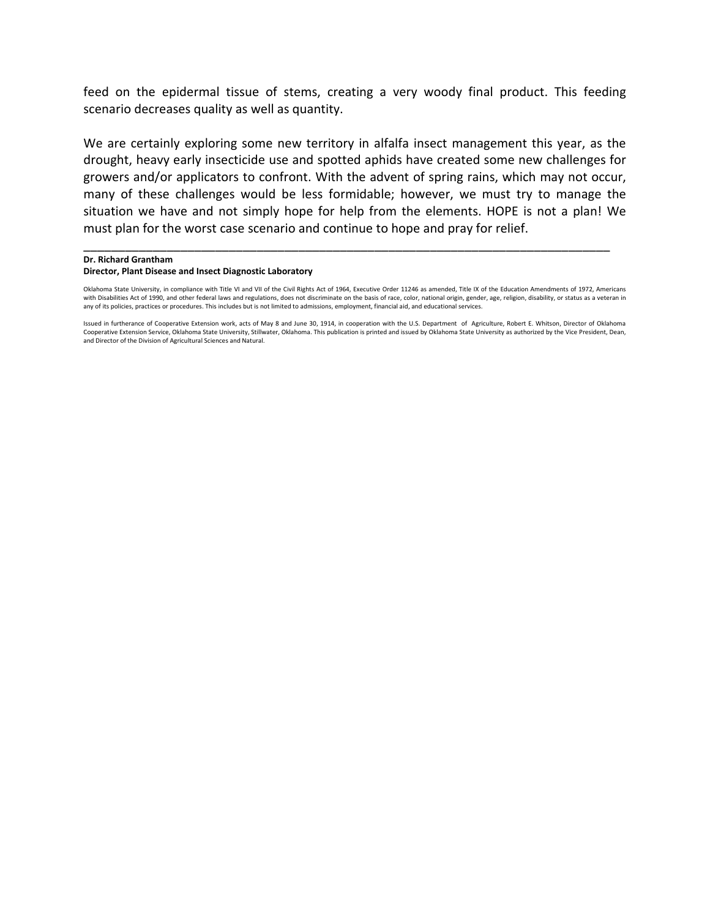feed on the epidermal tissue of stems, creating a very woody final product. This feeding scenario decreases quality as well as quantity.

We are certainly exploring some new territory in alfalfa insect management this year, as the drought, heavy early insecticide use and spotted aphids have created some new challenges for growers and/or applicators to confront. With the advent of spring rains, which may not occur, many of these challenges would be less formidable; however, we must try to manage the situation we have and not simply hope for help from the elements. HOPE is not a plan! We must plan for the worst case scenario and continue to hope and pray for relief.

---

**Dr. Richard Grantham**
**Director, Plant Disease and Insect Diagnostic Laboratory**

Oklahoma State University, in compliance with Title VI and VII of the Civil Rights Act of 1964, Executive Order 11246 as amended, Title IX of the Education Amendments of 1972, Americans with Disabilities Act of 1990, and other federal laws and regulations, does not discriminate on the basis of race, color, national origin, gender, age, religion, disability, or status as a veteran in any of its policies, practices or procedures. This includes but is not limited to admissions, employment, financial aid, and educational services.

Issued in furtherance of Cooperative Extension work, acts of May 8 and June 30, 1914, in cooperation with the U.S. Department of Agriculture, Robert E. Whitson, Director of Oklahoma Cooperative Extension Service, Oklahoma State University, Stillwater, Oklahoma. This publication is printed and issued by Oklahoma State University as authorized by the Vice President, Dean, and Director of the Division of Agricultural Sciences and Natural.